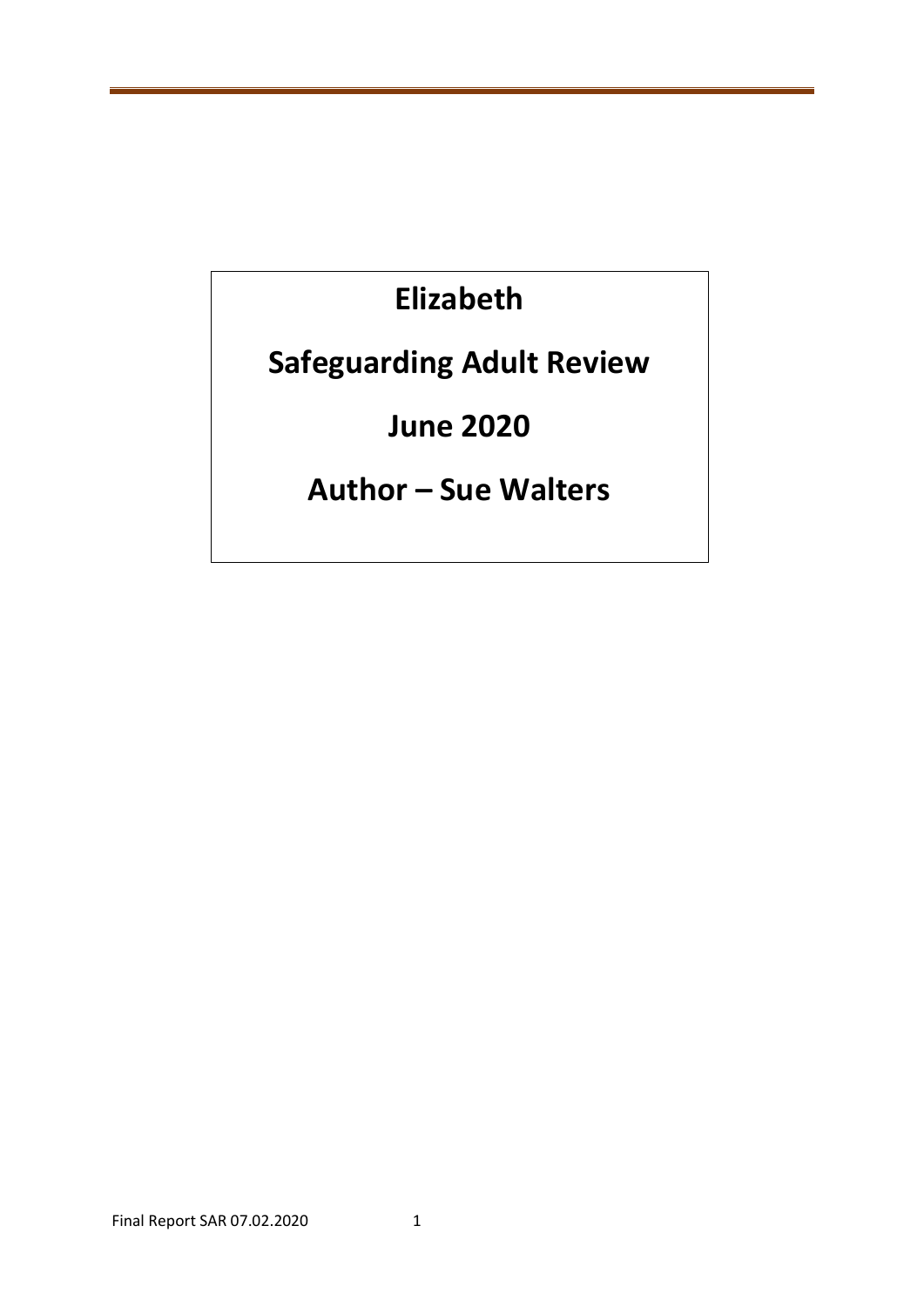# Elizabeth

# Safeguarding Adult Review

# June 2020

# Author – Sue Walters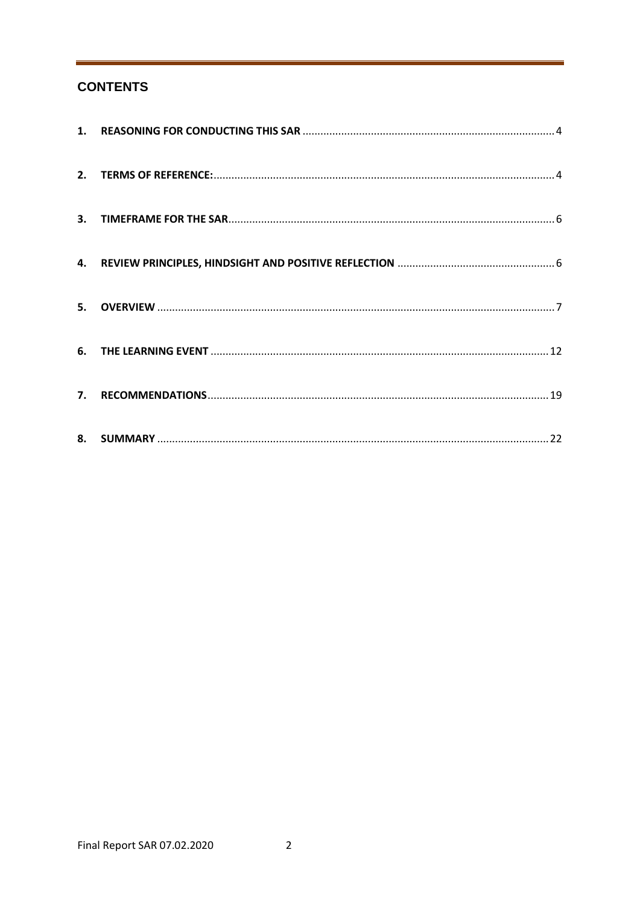## CONTENTS

1. **REASONING FOR CONDUCTING THIS SAR** .................................................................................... 4
2. **TERMS OF REFERENCE:** .................................................................................................................. 4
3. **TIMEFRAME FOR THE SAR** ............................................................................................................. 6
4. **REVIEW PRINCIPLES, HINDSIGHT AND POSITIVE REFLECTION** ..................................................... 6
5. **OVERVIEW** ...................................................................................................................................... 7
6. **THE LEARNING EVENT** ................................................................................................................. 12
7. **RECOMMENDATIONS** .................................................................................................................. 19
8. **SUMMARY** .................................................................................................................................... 22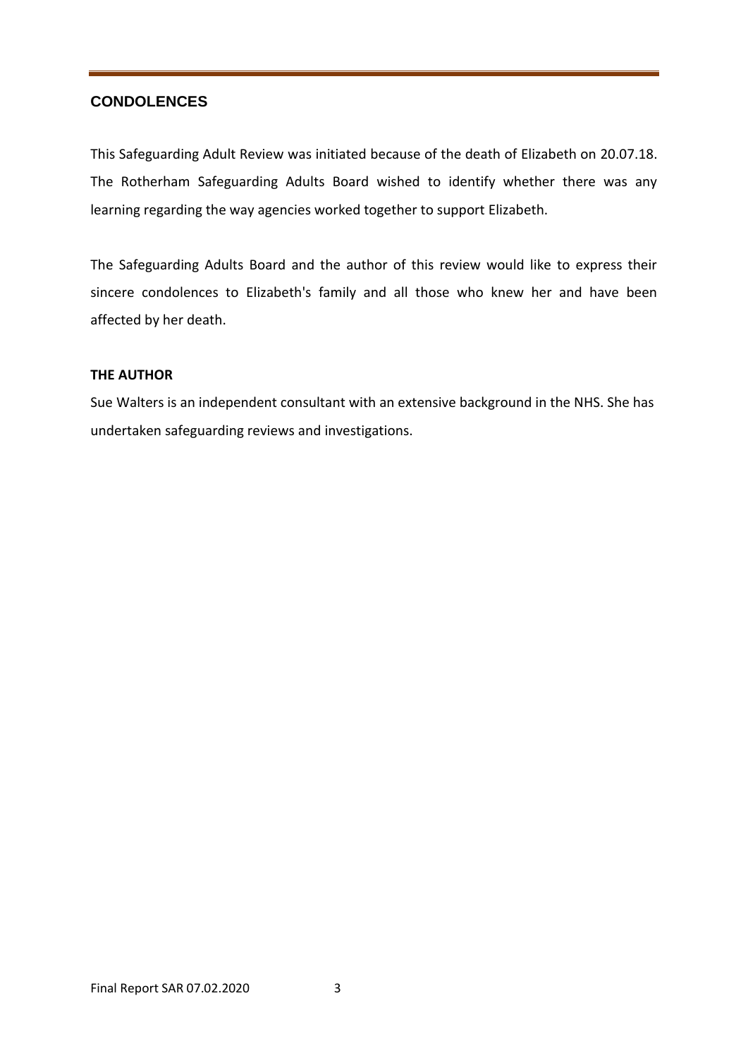## CONDOLENCES

This Safeguarding Adult Review was initiated because of the death of Elizabeth on 20.07.18. The Rotherham Safeguarding Adults Board wished to identify whether there was any learning regarding the way agencies worked together to support Elizabeth.

The Safeguarding Adults Board and the author of this review would like to express their sincere condolences to Elizabeth's family and all those who knew her and have been affected by her death.

**THE AUTHOR**

Sue Walters is an independent consultant with an extensive background in the NHS. She has undertaken safeguarding reviews and investigations.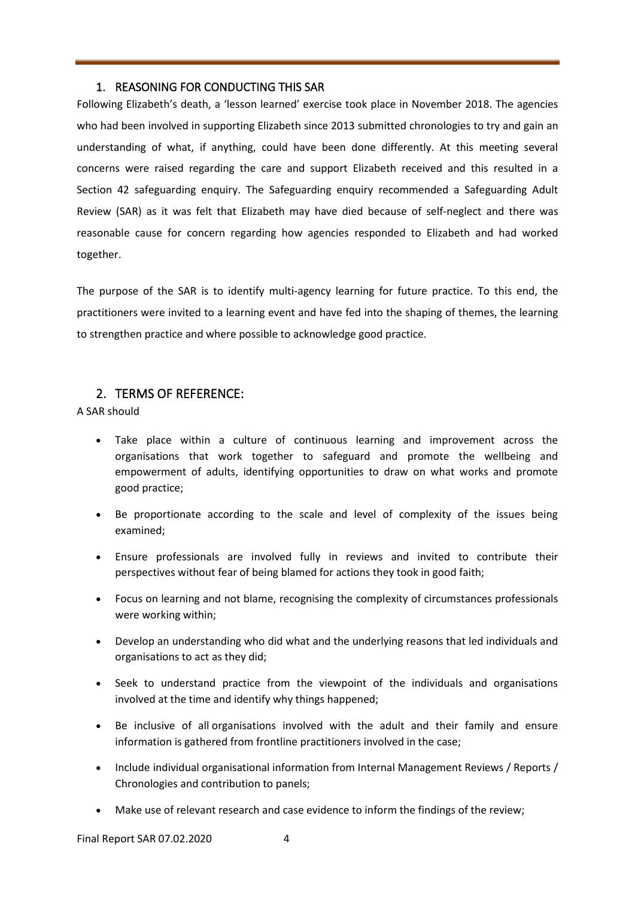## 1. REASONING FOR CONDUCTING THIS SAR

Following Elizabeth's death, a 'lesson learned' exercise took place in November 2018. The agencies who had been involved in supporting Elizabeth since 2013 submitted chronologies to try and gain an understanding of what, if anything, could have been done differently. At this meeting several concerns were raised regarding the care and support Elizabeth received and this resulted in a Section 42 safeguarding enquiry. The Safeguarding enquiry recommended a Safeguarding Adult Review (SAR) as it was felt that Elizabeth may have died because of self-neglect and there was reasonable cause for concern regarding how agencies responded to Elizabeth and had worked together.

The purpose of the SAR is to identify multi-agency learning for future practice. To this end, the practitioners were invited to a learning event and have fed into the shaping of themes, the learning to strengthen practice and where possible to acknowledge good practice.

## 2. TERMS OF REFERENCE:

A SAR should

- Take place within a culture of continuous learning and improvement across the organisations that work together to safeguard and promote the wellbeing and empowerment of adults, identifying opportunities to draw on what works and promote good practice;
- Be proportionate according to the scale and level of complexity of the issues being examined;
- Ensure professionals are involved fully in reviews and invited to contribute their perspectives without fear of being blamed for actions they took in good faith;
- Focus on learning and not blame, recognising the complexity of circumstances professionals were working within;
- Develop an understanding who did what and the underlying reasons that led individuals and organisations to act as they did;
- Seek to understand practice from the viewpoint of the individuals and organisations involved at the time and identify why things happened;
- Be inclusive of all organisations involved with the adult and their family and ensure information is gathered from frontline practitioners involved in the case;
- Include individual organisational information from Internal Management Reviews / Reports / Chronologies and contribution to panels;
- Make use of relevant research and case evidence to inform the findings of the review;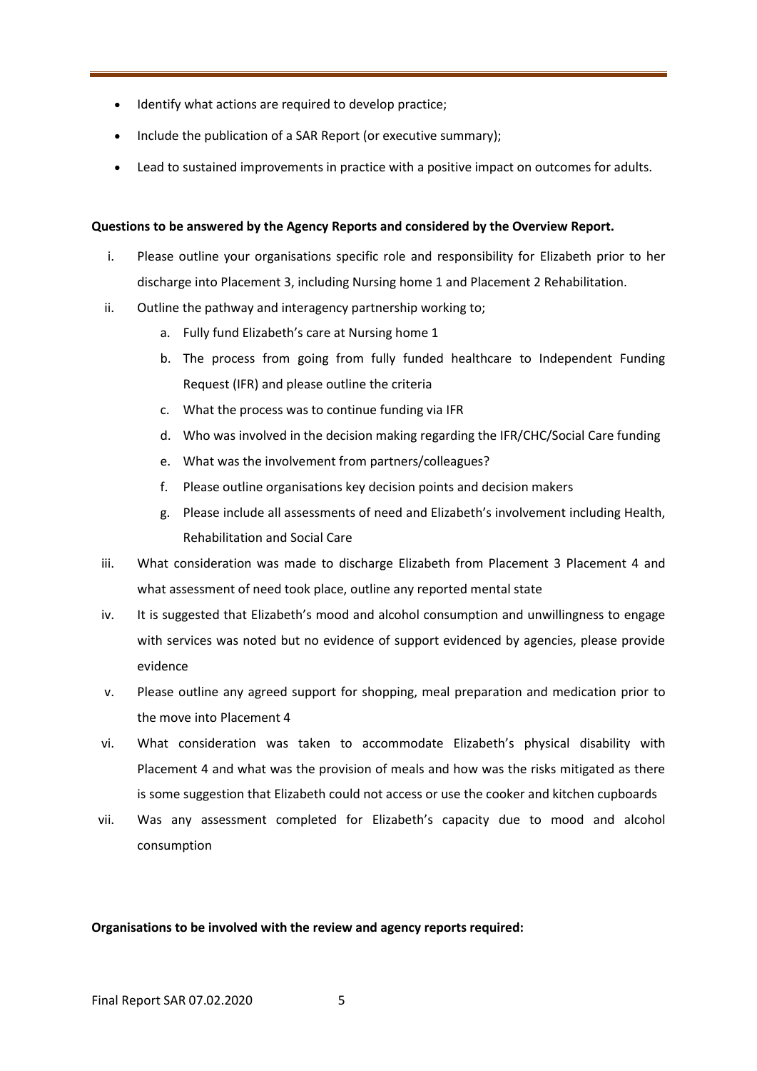- Identify what actions are required to develop practice;
- Include the publication of a SAR Report (or executive summary);
- Lead to sustained improvements in practice with a positive impact on outcomes for adults.

**Questions to be answered by the Agency Reports and considered by the Overview Report.**

i. Please outline your organisations specific role and responsibility for Elizabeth prior to her discharge into Placement 3, including Nursing home 1 and Placement 2 Rehabilitation.

ii. Outline the pathway and interagency partnership working to;

   a. Fully fund Elizabeth's care at Nursing home 1
   
   b. The process from going from fully funded healthcare to Independent Funding Request (IFR) and please outline the criteria
   
   c. What the process was to continue funding via IFR
   
   d. Who was involved in the decision making regarding the IFR/CHC/Social Care funding
   
   e. What was the involvement from partners/colleagues?
   
   f. Please outline organisations key decision points and decision makers
   
   g. Please include all assessments of need and Elizabeth's involvement including Health, Rehabilitation and Social Care

iii. What consideration was made to discharge Elizabeth from Placement 3 Placement 4 and what assessment of need took place, outline any reported mental state

iv. It is suggested that Elizabeth's mood and alcohol consumption and unwillingness to engage with services was noted but no evidence of support evidenced by agencies, please provide evidence

v. Please outline any agreed support for shopping, meal preparation and medication prior to the move into Placement 4

vi. What consideration was taken to accommodate Elizabeth's physical disability with Placement 4 and what was the provision of meals and how was the risks mitigated as there is some suggestion that Elizabeth could not access or use the cooker and kitchen cupboards

vii. Was any assessment completed for Elizabeth's capacity due to mood and alcohol consumption

**Organisations to be involved with the review and agency reports required:**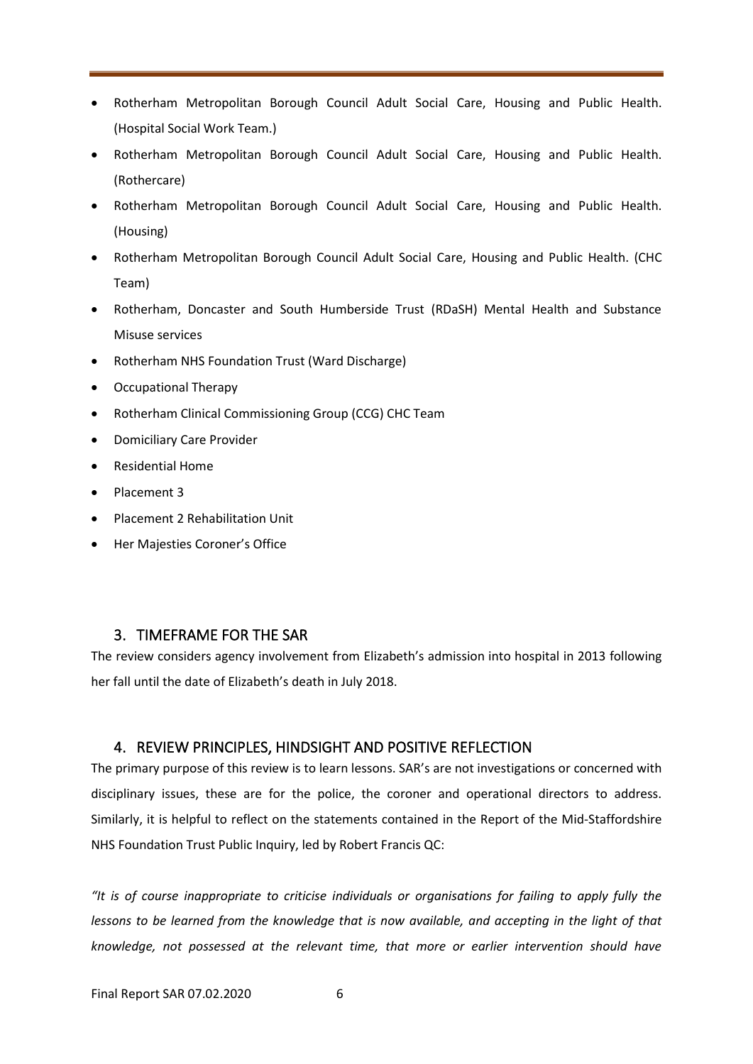- Rotherham Metropolitan Borough Council Adult Social Care, Housing and Public Health. (Hospital Social Work Team.)
- Rotherham Metropolitan Borough Council Adult Social Care, Housing and Public Health. (Rothercare)
- Rotherham Metropolitan Borough Council Adult Social Care, Housing and Public Health. (Housing)
- Rotherham Metropolitan Borough Council Adult Social Care, Housing and Public Health. (CHC Team)
- Rotherham, Doncaster and South Humberside Trust (RDaSH) Mental Health and Substance Misuse services
- Rotherham NHS Foundation Trust (Ward Discharge)
- Occupational Therapy
- Rotherham Clinical Commissioning Group (CCG) CHC Team
- Domiciliary Care Provider
- Residential Home
- Placement 3
- Placement 2 Rehabilitation Unit
- Her Majesties Coroner's Office

## 3. TIMEFRAME FOR THE SAR

The review considers agency involvement from Elizabeth's admission into hospital in 2013 following her fall until the date of Elizabeth's death in July 2018.

## 4. REVIEW PRINCIPLES, HINDSIGHT AND POSITIVE REFLECTION

The primary purpose of this review is to learn lessons. SAR's are not investigations or concerned with disciplinary issues, these are for the police, the coroner and operational directors to address. Similarly, it is helpful to reflect on the statements contained in the Report of the Mid-Staffordshire NHS Foundation Trust Public Inquiry, led by Robert Francis QC:

*"It is of course inappropriate to criticise individuals or organisations for failing to apply fully the lessons to be learned from the knowledge that is now available, and accepting in the light of that knowledge, not possessed at the relevant time, that more or earlier intervention should have*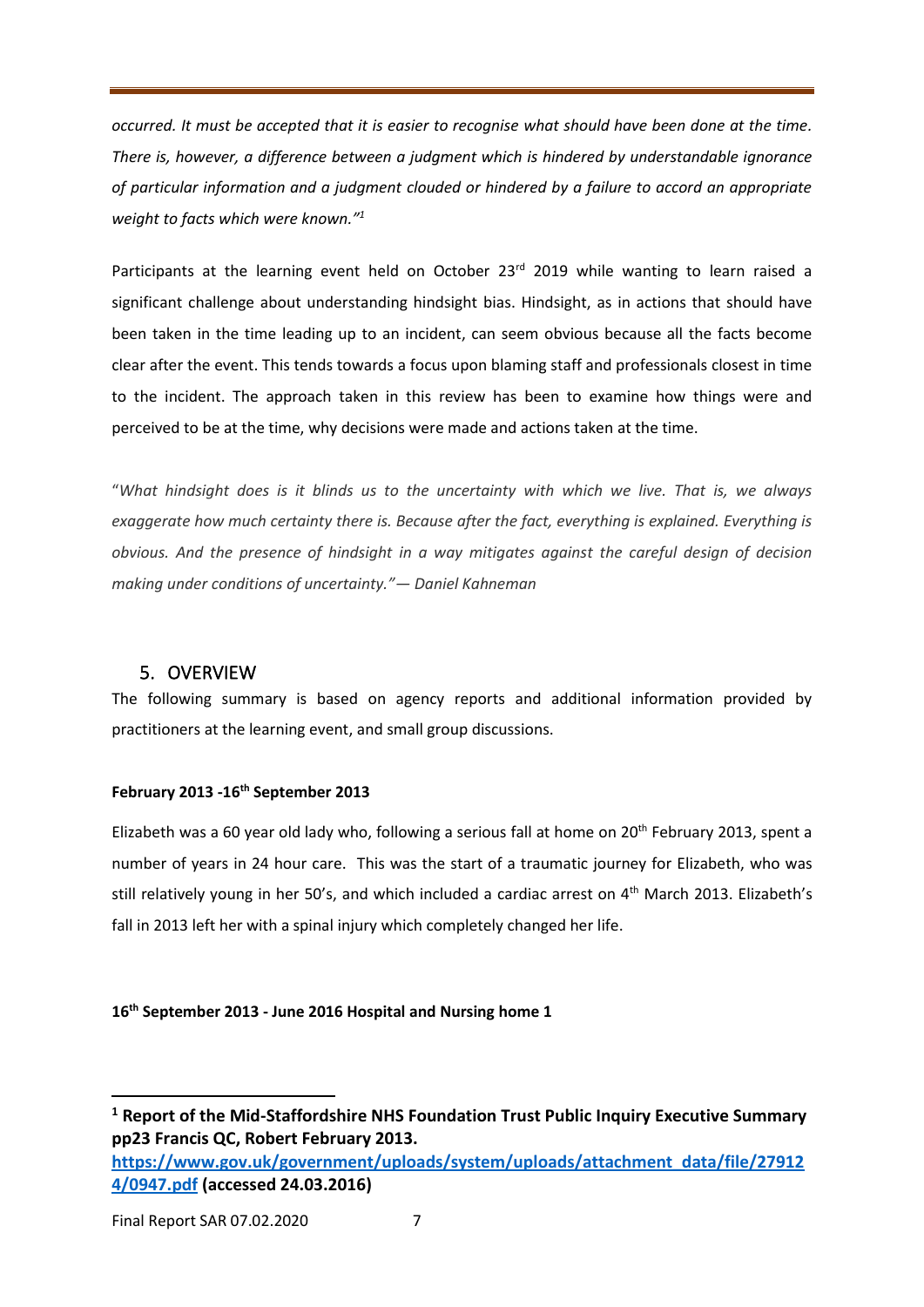*occurred. It must be accepted that it is easier to recognise what should have been done at the time. There is, however, a difference between a judgment which is hindered by understandable ignorance of particular information and a judgment clouded or hindered by a failure to accord an appropriate weight to facts which were known."*[1]

Participants at the learning event held on October 23rd 2019 while wanting to learn raised a significant challenge about understanding hindsight bias. Hindsight, as in actions that should have been taken in the time leading up to an incident, can seem obvious because all the facts become clear after the event. This tends towards a focus upon blaming staff and professionals closest in time to the incident. The approach taken in this review has been to examine how things were and perceived to be at the time, why decisions were made and actions taken at the time.

"*What hindsight does is it blinds us to the uncertainty with which we live. That is, we always exaggerate how much certainty there is. Because after the fact, everything is explained. Everything is obvious. And the presence of hindsight in a way mitigates against the careful design of decision making under conditions of uncertainty."— Daniel Kahneman*

## 5. OVERVIEW

The following summary is based on agency reports and additional information provided by practitioners at the learning event, and small group discussions.

**February 2013 -16th September 2013**

Elizabeth was a 60 year old lady who, following a serious fall at home on 20th February 2013, spent a number of years in 24 hour care. This was the start of a traumatic journey for Elizabeth, who was still relatively young in her 50's, and which included a cardiac arrest on 4th March 2013. Elizabeth's fall in 2013 left her with a spinal injury which completely changed her life.

**16th September 2013 - June 2016 Hospital and Nursing home 1**

---

[1] **Report of the Mid-Staffordshire NHS Foundation Trust Public Inquiry Executive Summary pp23 Francis QC, Robert February 2013. https://www.gov.uk/government/uploads/system/uploads/attachment_data/file/279124/0947.pdf (accessed 24.03.2016)**

Final Report SAR 07.02.2020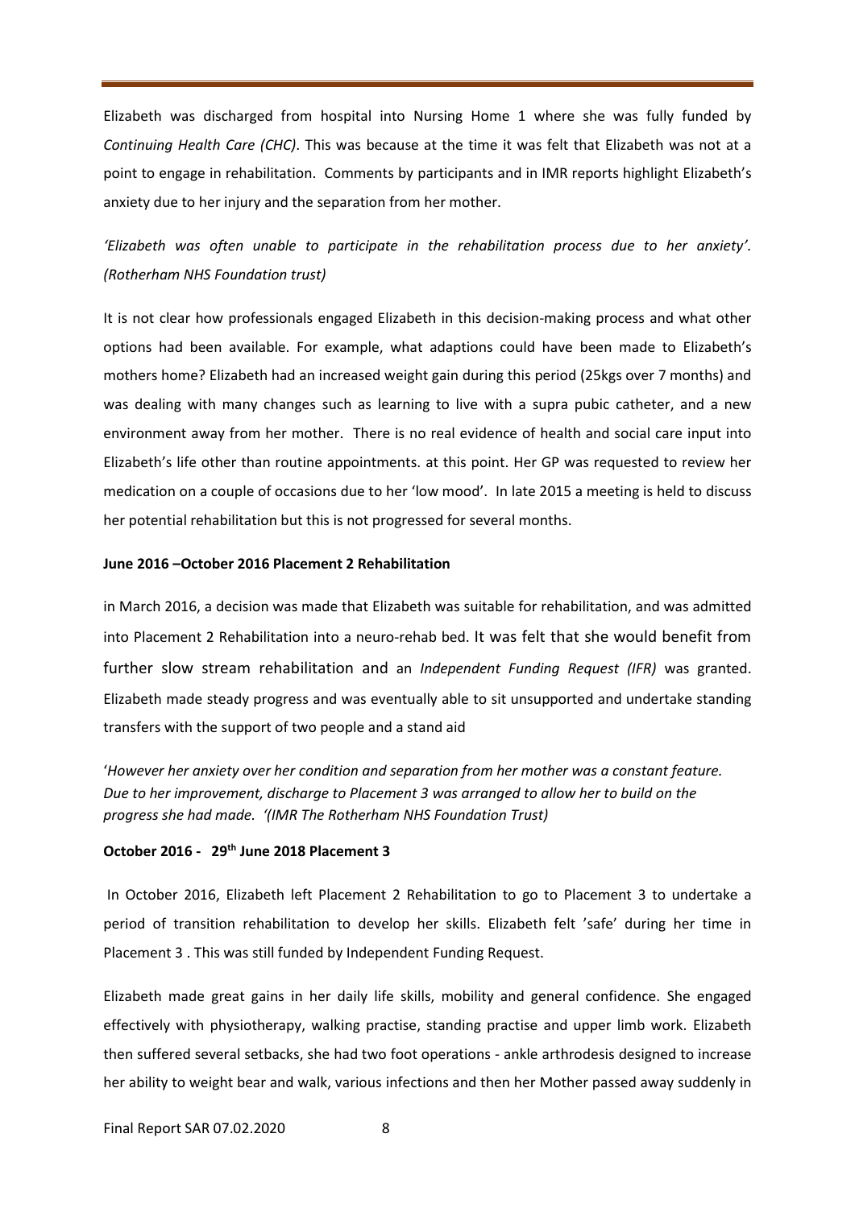Elizabeth was discharged from hospital into Nursing Home 1 where she was fully funded by *Continuing Health Care (CHC)*. This was because at the time it was felt that Elizabeth was not at a point to engage in rehabilitation. Comments by participants and in IMR reports highlight Elizabeth's anxiety due to her injury and the separation from her mother.

*'Elizabeth was often unable to participate in the rehabilitation process due to her anxiety'. (Rotherham NHS Foundation trust)*

It is not clear how professionals engaged Elizabeth in this decision-making process and what other options had been available. For example, what adaptions could have been made to Elizabeth's mothers home? Elizabeth had an increased weight gain during this period (25kgs over 7 months) and was dealing with many changes such as learning to live with a supra pubic catheter, and a new environment away from her mother. There is no real evidence of health and social care input into Elizabeth's life other than routine appointments. at this point. Her GP was requested to review her medication on a couple of occasions due to her 'low mood'. In late 2015 a meeting is held to discuss her potential rehabilitation but this is not progressed for several months.

**June 2016 –October 2016 Placement 2 Rehabilitation**

in March 2016, a decision was made that Elizabeth was suitable for rehabilitation, and was admitted into Placement 2 Rehabilitation into a neuro-rehab bed. It was felt that she would benefit from further slow stream rehabilitation and an *Independent Funding Request (IFR)* was granted. Elizabeth made steady progress and was eventually able to sit unsupported and undertake standing transfers with the support of two people and a stand aid

'*However her anxiety over her condition and separation from her mother was a constant feature. Due to her improvement, discharge to Placement 3 was arranged to allow her to build on the progress she had made. '(IMR The Rotherham NHS Foundation Trust)*

**October 2016 - 29th June 2018 Placement 3**

In October 2016, Elizabeth left Placement 2 Rehabilitation to go to Placement 3 to undertake a period of transition rehabilitation to develop her skills. Elizabeth felt 'safe' during her time in Placement 3 . This was still funded by Independent Funding Request.

Elizabeth made great gains in her daily life skills, mobility and general confidence. She engaged effectively with physiotherapy, walking practise, standing practise and upper limb work. Elizabeth then suffered several setbacks, she had two foot operations - ankle arthrodesis designed to increase her ability to weight bear and walk, various infections and then her Mother passed away suddenly in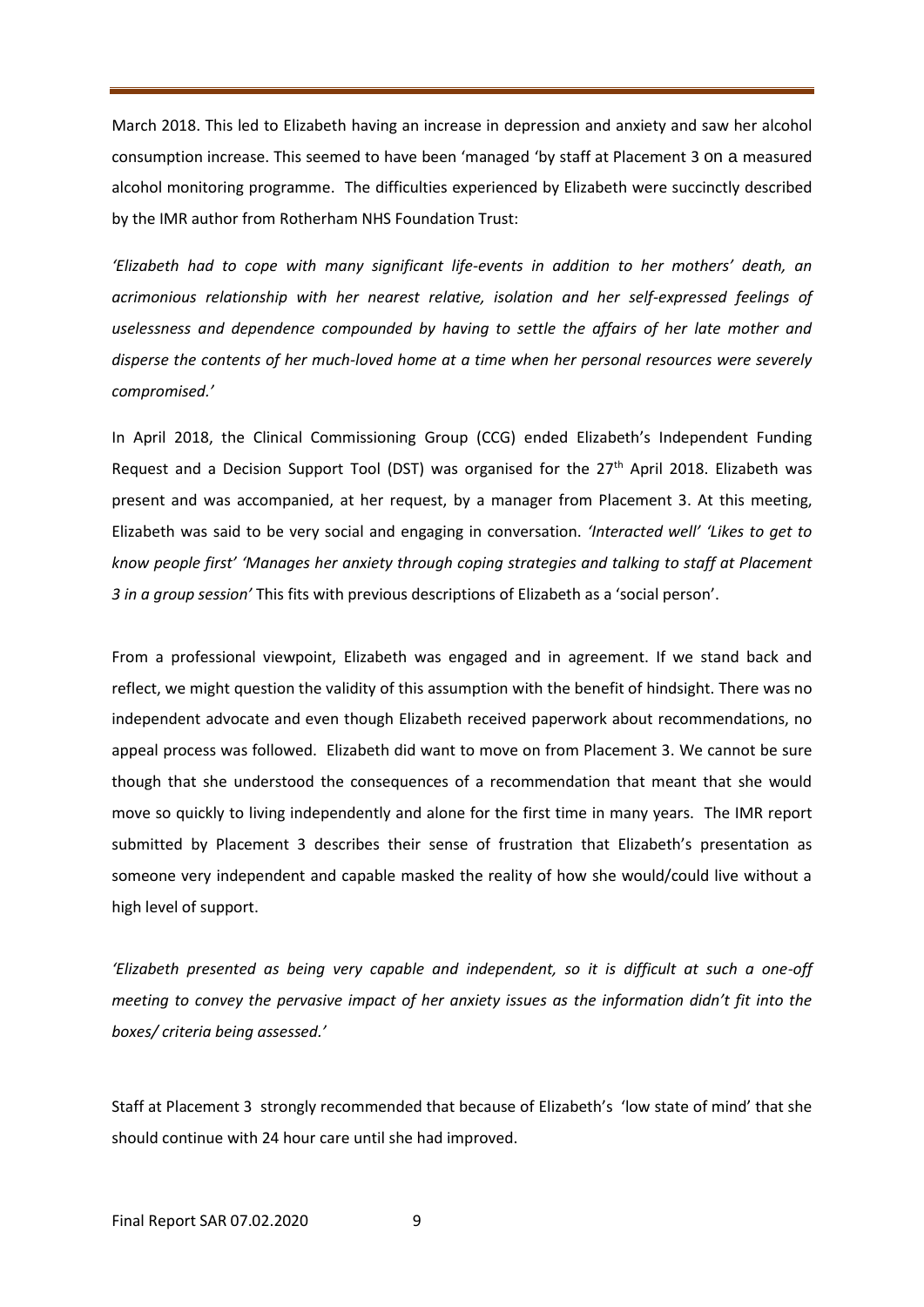March 2018. This led to Elizabeth having an increase in depression and anxiety and saw her alcohol consumption increase. This seemed to have been 'managed 'by staff at Placement 3 on a measured alcohol monitoring programme. The difficulties experienced by Elizabeth were succinctly described by the IMR author from Rotherham NHS Foundation Trust:

*'Elizabeth had to cope with many significant life-events in addition to her mothers' death, an acrimonious relationship with her nearest relative, isolation and her self-expressed feelings of uselessness and dependence compounded by having to settle the affairs of her late mother and disperse the contents of her much-loved home at a time when her personal resources were severely compromised.'*

In April 2018, the Clinical Commissioning Group (CCG) ended Elizabeth's Independent Funding Request and a Decision Support Tool (DST) was organised for the 27th April 2018. Elizabeth was present and was accompanied, at her request, by a manager from Placement 3. At this meeting, Elizabeth was said to be very social and engaging in conversation. *'Interacted well' 'Likes to get to know people first' 'Manages her anxiety through coping strategies and talking to staff at Placement 3 in a group session'* This fits with previous descriptions of Elizabeth as a 'social person'.

From a professional viewpoint, Elizabeth was engaged and in agreement. If we stand back and reflect, we might question the validity of this assumption with the benefit of hindsight. There was no independent advocate and even though Elizabeth received paperwork about recommendations, no appeal process was followed. Elizabeth did want to move on from Placement 3. We cannot be sure though that she understood the consequences of a recommendation that meant that she would move so quickly to living independently and alone for the first time in many years. The IMR report submitted by Placement 3 describes their sense of frustration that Elizabeth's presentation as someone very independent and capable masked the reality of how she would/could live without a high level of support.

*'Elizabeth presented as being very capable and independent, so it is difficult at such a one-off meeting to convey the pervasive impact of her anxiety issues as the information didn't fit into the boxes/ criteria being assessed.'*

Staff at Placement 3 strongly recommended that because of Elizabeth's 'low state of mind' that she should continue with 24 hour care until she had improved.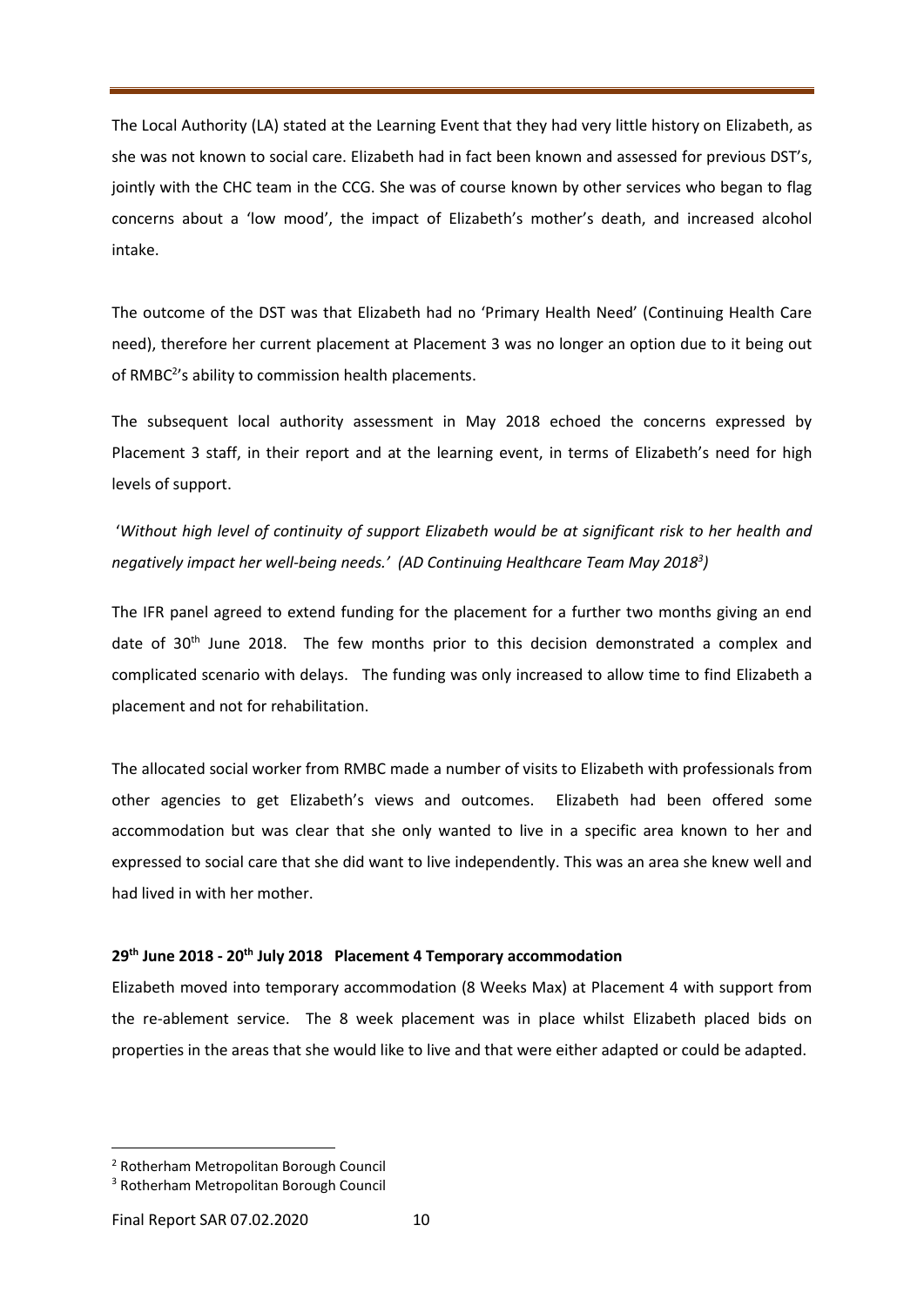The Local Authority (LA) stated at the Learning Event that they had very little history on Elizabeth, as she was not known to social care. Elizabeth had in fact been known and assessed for previous DST's, jointly with the CHC team in the CCG. She was of course known by other services who began to flag concerns about a 'low mood', the impact of Elizabeth's mother's death, and increased alcohol intake.

The outcome of the DST was that Elizabeth had no 'Primary Health Need' (Continuing Health Care need), therefore her current placement at Placement 3 was no longer an option due to it being out of RMBC[2]'s ability to commission health placements.

The subsequent local authority assessment in May 2018 echoed the concerns expressed by Placement 3 staff, in their report and at the learning event, in terms of Elizabeth's need for high levels of support.

'*Without high level of continuity of support Elizabeth would be at significant risk to her health and negatively impact her well-being needs.' (AD Continuing Healthcare Team May 2018[3])*

The IFR panel agreed to extend funding for the placement for a further two months giving an end date of 30th June 2018. The few months prior to this decision demonstrated a complex and complicated scenario with delays. The funding was only increased to allow time to find Elizabeth a placement and not for rehabilitation.

The allocated social worker from RMBC made a number of visits to Elizabeth with professionals from other agencies to get Elizabeth's views and outcomes. Elizabeth had been offered some accommodation but was clear that she only wanted to live in a specific area known to her and expressed to social care that she did want to live independently. This was an area she knew well and had lived in with her mother.

**29th June 2018 - 20th July 2018 Placement 4 Temporary accommodation**

Elizabeth moved into temporary accommodation (8 Weeks Max) at Placement 4 with support from the re-ablement service. The 8 week placement was in place whilst Elizabeth placed bids on properties in the areas that she would like to live and that were either adapted or could be adapted.

---

[2] Rotherham Metropolitan Borough Council

[3] Rotherham Metropolitan Borough Council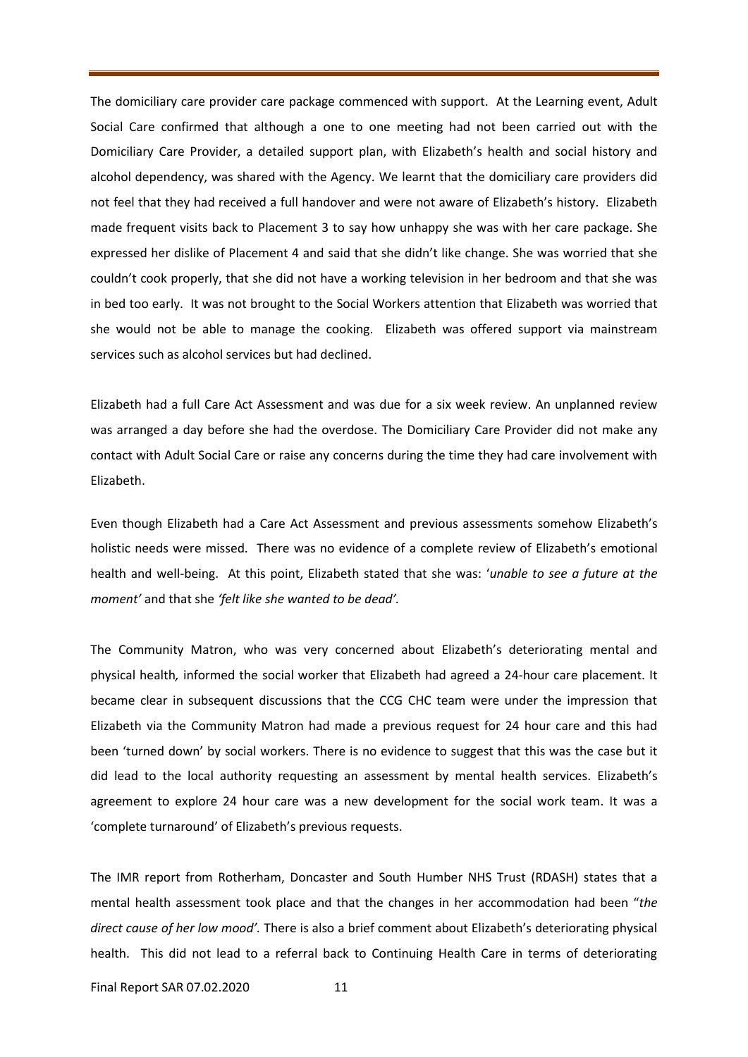The domiciliary care provider care package commenced with support. At the Learning event, Adult Social Care confirmed that although a one to one meeting had not been carried out with the Domiciliary Care Provider, a detailed support plan, with Elizabeth's health and social history and alcohol dependency, was shared with the Agency. We learnt that the domiciliary care providers did not feel that they had received a full handover and were not aware of Elizabeth's history. Elizabeth made frequent visits back to Placement 3 to say how unhappy she was with her care package. She expressed her dislike of Placement 4 and said that she didn't like change. She was worried that she couldn't cook properly, that she did not have a working television in her bedroom and that she was in bed too early. It was not brought to the Social Workers attention that Elizabeth was worried that she would not be able to manage the cooking. Elizabeth was offered support via mainstream services such as alcohol services but had declined.

Elizabeth had a full Care Act Assessment and was due for a six week review. An unplanned review was arranged a day before she had the overdose. The Domiciliary Care Provider did not make any contact with Adult Social Care or raise any concerns during the time they had care involvement with Elizabeth.

Even though Elizabeth had a Care Act Assessment and previous assessments somehow Elizabeth's holistic needs were missed. There was no evidence of a complete review of Elizabeth's emotional health and well-being. At this point, Elizabeth stated that she was: '*unable to see a future at the moment'* and that she *'felt like she wanted to be dead'*.

The Community Matron, who was very concerned about Elizabeth's deteriorating mental and physical health*,* informed the social worker that Elizabeth had agreed a 24-hour care placement. It became clear in subsequent discussions that the CCG CHC team were under the impression that Elizabeth via the Community Matron had made a previous request for 24 hour care and this had been 'turned down' by social workers. There is no evidence to suggest that this was the case but it did lead to the local authority requesting an assessment by mental health services. Elizabeth's agreement to explore 24 hour care was a new development for the social work team. It was a 'complete turnaround' of Elizabeth's previous requests.

The IMR report from Rotherham, Doncaster and South Humber NHS Trust (RDASH) states that a mental health assessment took place and that the changes in her accommodation had been "*the direct cause of her low mood'*. There is also a brief comment about Elizabeth's deteriorating physical health. This did not lead to a referral back to Continuing Health Care in terms of deteriorating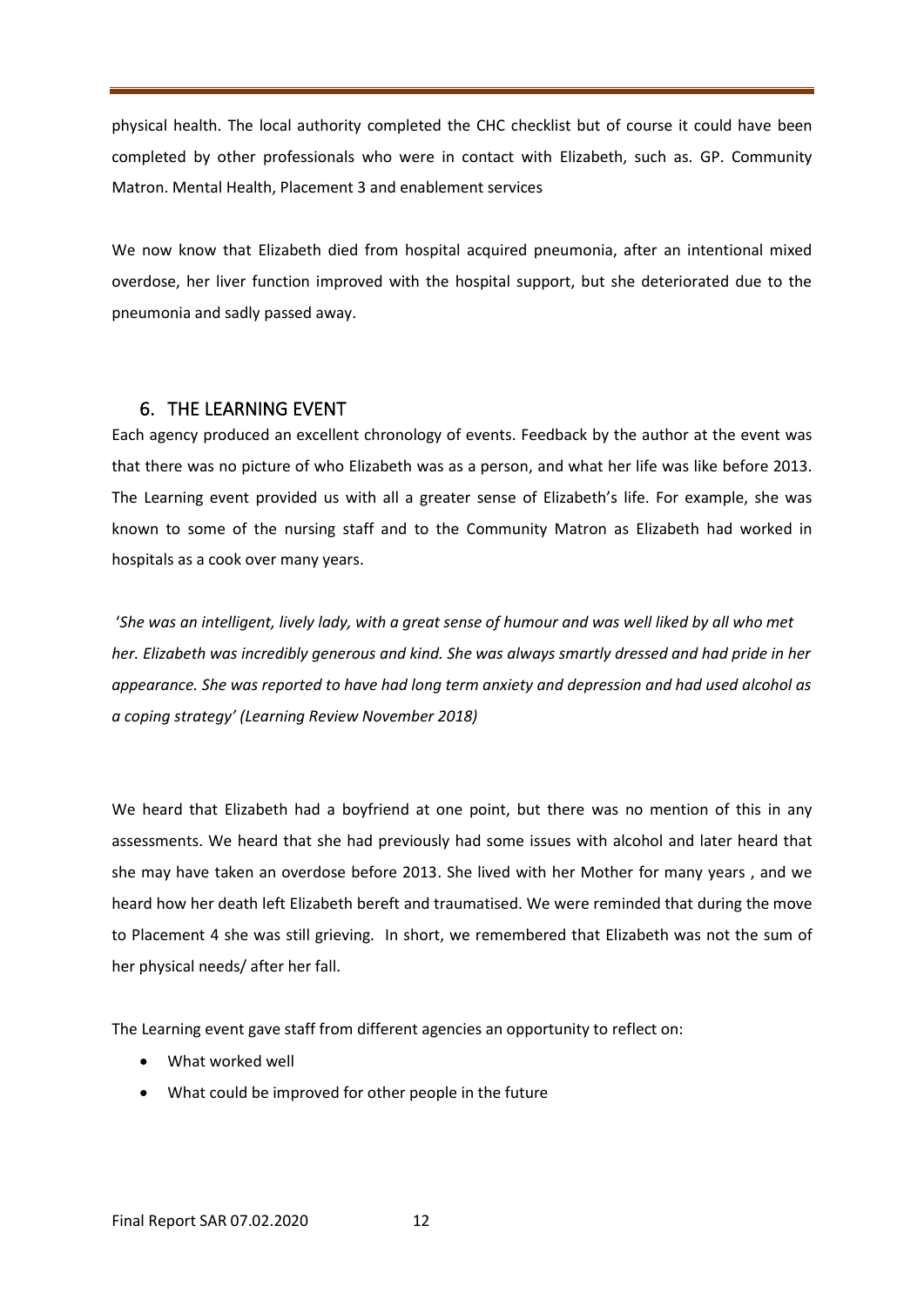physical health. The local authority completed the CHC checklist but of course it could have been completed by other professionals who were in contact with Elizabeth, such as. GP. Community Matron. Mental Health, Placement 3 and enablement services

We now know that Elizabeth died from hospital acquired pneumonia, after an intentional mixed overdose, her liver function improved with the hospital support, but she deteriorated due to the pneumonia and sadly passed away.

## 6. THE LEARNING EVENT

Each agency produced an excellent chronology of events. Feedback by the author at the event was that there was no picture of who Elizabeth was as a person, and what her life was like before 2013. The Learning event provided us with all a greater sense of Elizabeth's life. For example, she was known to some of the nursing staff and to the Community Matron as Elizabeth had worked in hospitals as a cook over many years.

*'She was an intelligent, lively lady, with a great sense of humour and was well liked by all who met her. Elizabeth was incredibly generous and kind. She was always smartly dressed and had pride in her appearance. She was reported to have had long term anxiety and depression and had used alcohol as a coping strategy' (Learning Review November 2018)*

We heard that Elizabeth had a boyfriend at one point, but there was no mention of this in any assessments. We heard that she had previously had some issues with alcohol and later heard that she may have taken an overdose before 2013. She lived with her Mother for many years , and we heard how her death left Elizabeth bereft and traumatised. We were reminded that during the move to Placement 4 she was still grieving. In short, we remembered that Elizabeth was not the sum of her physical needs/ after her fall.

The Learning event gave staff from different agencies an opportunity to reflect on:

- What worked well
- What could be improved for other people in the future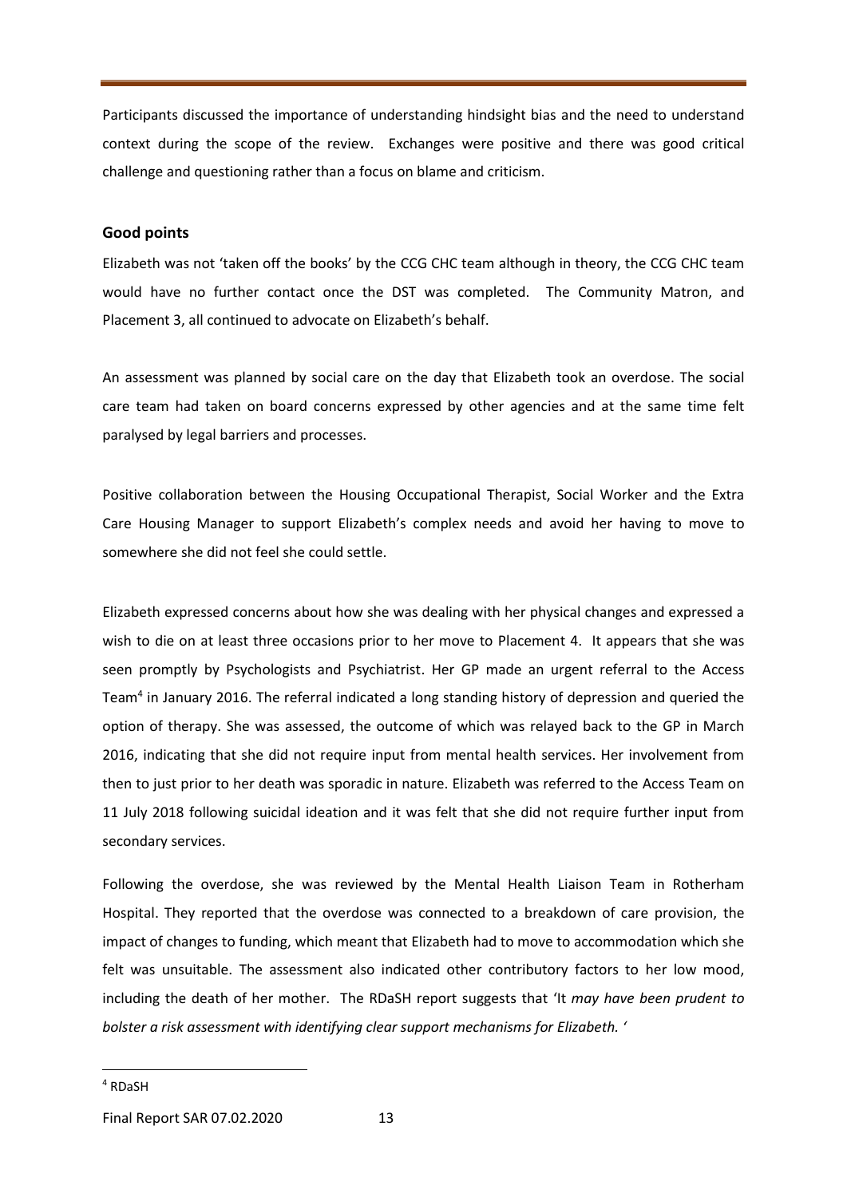Participants discussed the importance of understanding hindsight bias and the need to understand context during the scope of the review. Exchanges were positive and there was good critical challenge and questioning rather than a focus on blame and criticism.

### Good points

Elizabeth was not 'taken off the books' by the CCG CHC team although in theory, the CCG CHC team would have no further contact once the DST was completed. The Community Matron, and Placement 3, all continued to advocate on Elizabeth's behalf.

An assessment was planned by social care on the day that Elizabeth took an overdose. The social care team had taken on board concerns expressed by other agencies and at the same time felt paralysed by legal barriers and processes.

Positive collaboration between the Housing Occupational Therapist, Social Worker and the Extra Care Housing Manager to support Elizabeth's complex needs and avoid her having to move to somewhere she did not feel she could settle.

Elizabeth expressed concerns about how she was dealing with her physical changes and expressed a wish to die on at least three occasions prior to her move to Placement 4. It appears that she was seen promptly by Psychologists and Psychiatrist. Her GP made an urgent referral to the Access Team[4] in January 2016. The referral indicated a long standing history of depression and queried the option of therapy. She was assessed, the outcome of which was relayed back to the GP in March 2016, indicating that she did not require input from mental health services. Her involvement from then to just prior to her death was sporadic in nature. Elizabeth was referred to the Access Team on 11 July 2018 following suicidal ideation and it was felt that she did not require further input from secondary services.

Following the overdose, she was reviewed by the Mental Health Liaison Team in Rotherham Hospital. They reported that the overdose was connected to a breakdown of care provision, the impact of changes to funding, which meant that Elizabeth had to move to accommodation which she felt was unsuitable. The assessment also indicated other contributory factors to her low mood, including the death of her mother. The RDaSH report suggests that 'It *may have been prudent to bolster a risk assessment with identifying clear support mechanisms for Elizabeth.* '

[4] RDaSH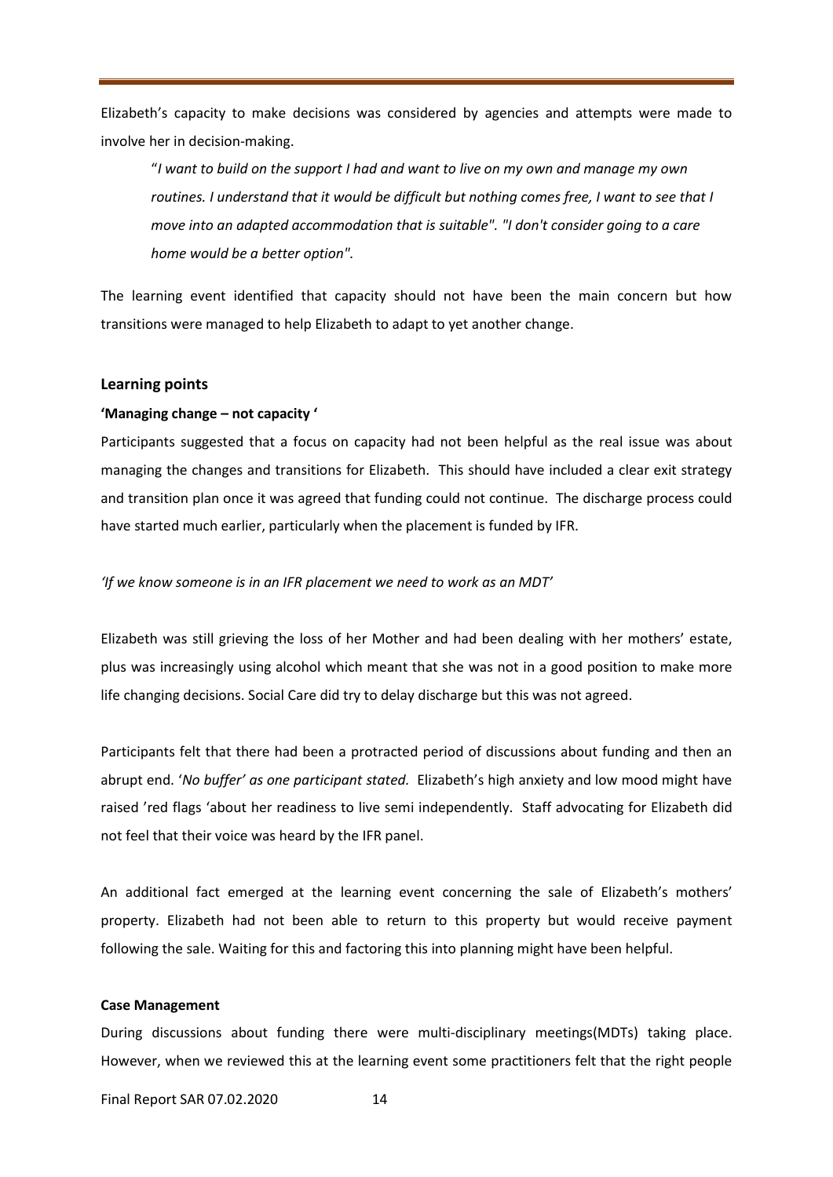Elizabeth's capacity to make decisions was considered by agencies and attempts were made to involve her in decision-making.

> "*I want to build on the support I had and want to live on my own and manage my own routines. I understand that it would be difficult but nothing comes free, I want to see that I move into an adapted accommodation that is suitable". "I don't consider going to a care home would be a better option".*

The learning event identified that capacity should not have been the main concern but how transitions were managed to help Elizabeth to adapt to yet another change.

## Learning points

### 'Managing change – not capacity '

Participants suggested that a focus on capacity had not been helpful as the real issue was about managing the changes and transitions for Elizabeth. This should have included a clear exit strategy and transition plan once it was agreed that funding could not continue. The discharge process could have started much earlier, particularly when the placement is funded by IFR.

*'If we know someone is in an IFR placement we need to work as an MDT'*

Elizabeth was still grieving the loss of her Mother and had been dealing with her mothers' estate, plus was increasingly using alcohol which meant that she was not in a good position to make more life changing decisions. Social Care did try to delay discharge but this was not agreed.

Participants felt that there had been a protracted period of discussions about funding and then an abrupt end. '*No buffer' as one participant stated.* Elizabeth's high anxiety and low mood might have raised 'red flags 'about her readiness to live semi independently. Staff advocating for Elizabeth did not feel that their voice was heard by the IFR panel.

An additional fact emerged at the learning event concerning the sale of Elizabeth's mothers' property. Elizabeth had not been able to return to this property but would receive payment following the sale. Waiting for this and factoring this into planning might have been helpful.

### Case Management

During discussions about funding there were multi-disciplinary meetings(MDTs) taking place. However, when we reviewed this at the learning event some practitioners felt that the right people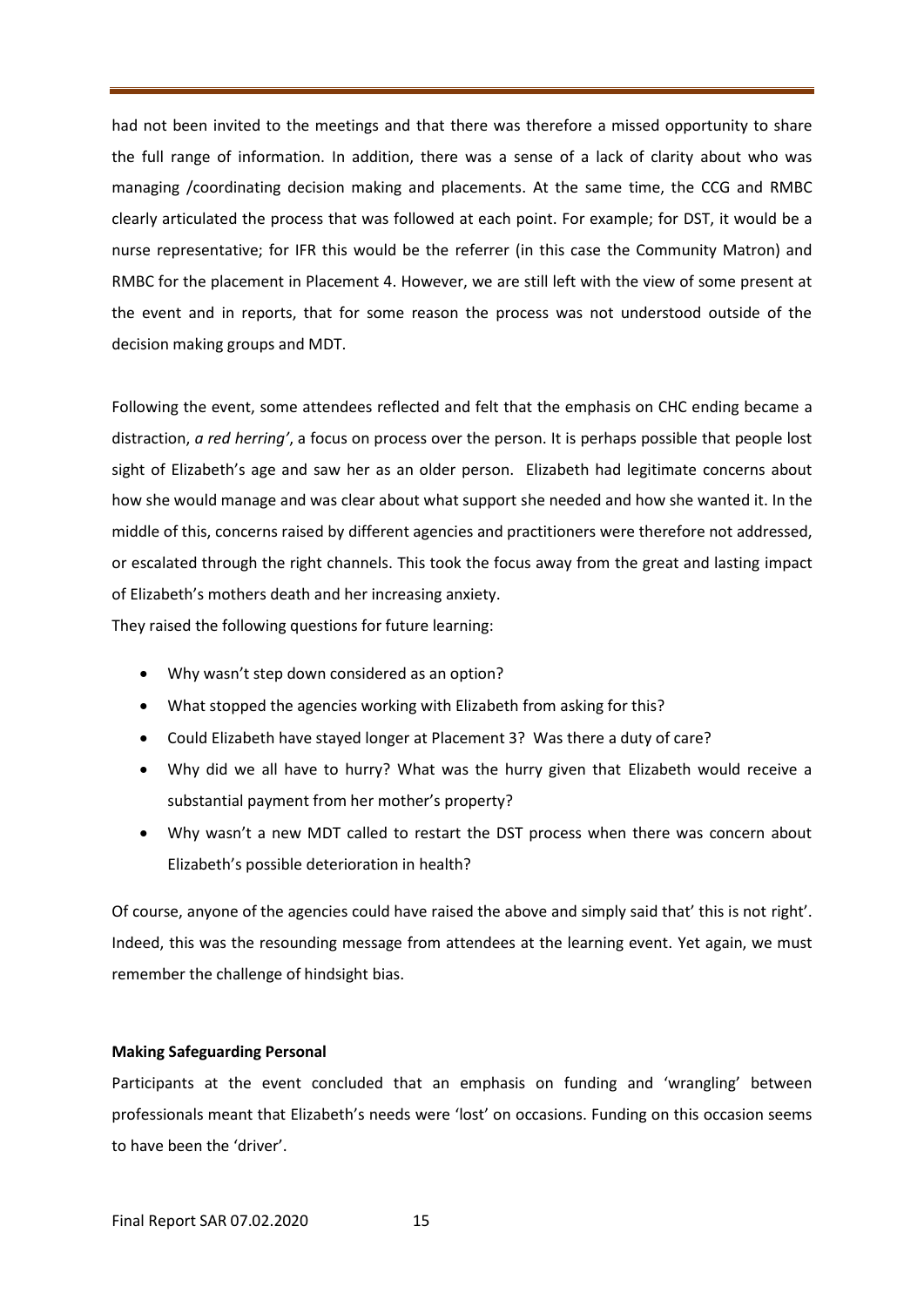had not been invited to the meetings and that there was therefore a missed opportunity to share the full range of information. In addition, there was a sense of a lack of clarity about who was managing /coordinating decision making and placements. At the same time, the CCG and RMBC clearly articulated the process that was followed at each point. For example; for DST, it would be a nurse representative; for IFR this would be the referrer (in this case the Community Matron) and RMBC for the placement in Placement 4. However, we are still left with the view of some present at the event and in reports, that for some reason the process was not understood outside of the decision making groups and MDT.

Following the event, some attendees reflected and felt that the emphasis on CHC ending became a distraction, *a red herring'*, a focus on process over the person. It is perhaps possible that people lost sight of Elizabeth's age and saw her as an older person. Elizabeth had legitimate concerns about how she would manage and was clear about what support she needed and how she wanted it. In the middle of this, concerns raised by different agencies and practitioners were therefore not addressed, or escalated through the right channels. This took the focus away from the great and lasting impact of Elizabeth's mothers death and her increasing anxiety.
They raised the following questions for future learning:

- Why wasn't step down considered as an option?
- What stopped the agencies working with Elizabeth from asking for this?
- Could Elizabeth have stayed longer at Placement 3? Was there a duty of care?
- Why did we all have to hurry? What was the hurry given that Elizabeth would receive a substantial payment from her mother's property?
- Why wasn't a new MDT called to restart the DST process when there was concern about Elizabeth's possible deterioration in health?

Of course, anyone of the agencies could have raised the above and simply said that' this is not right'. Indeed, this was the resounding message from attendees at the learning event. Yet again, we must remember the challenge of hindsight bias.

**Making Safeguarding Personal**

Participants at the event concluded that an emphasis on funding and 'wrangling' between professionals meant that Elizabeth's needs were 'lost' on occasions. Funding on this occasion seems to have been the 'driver'.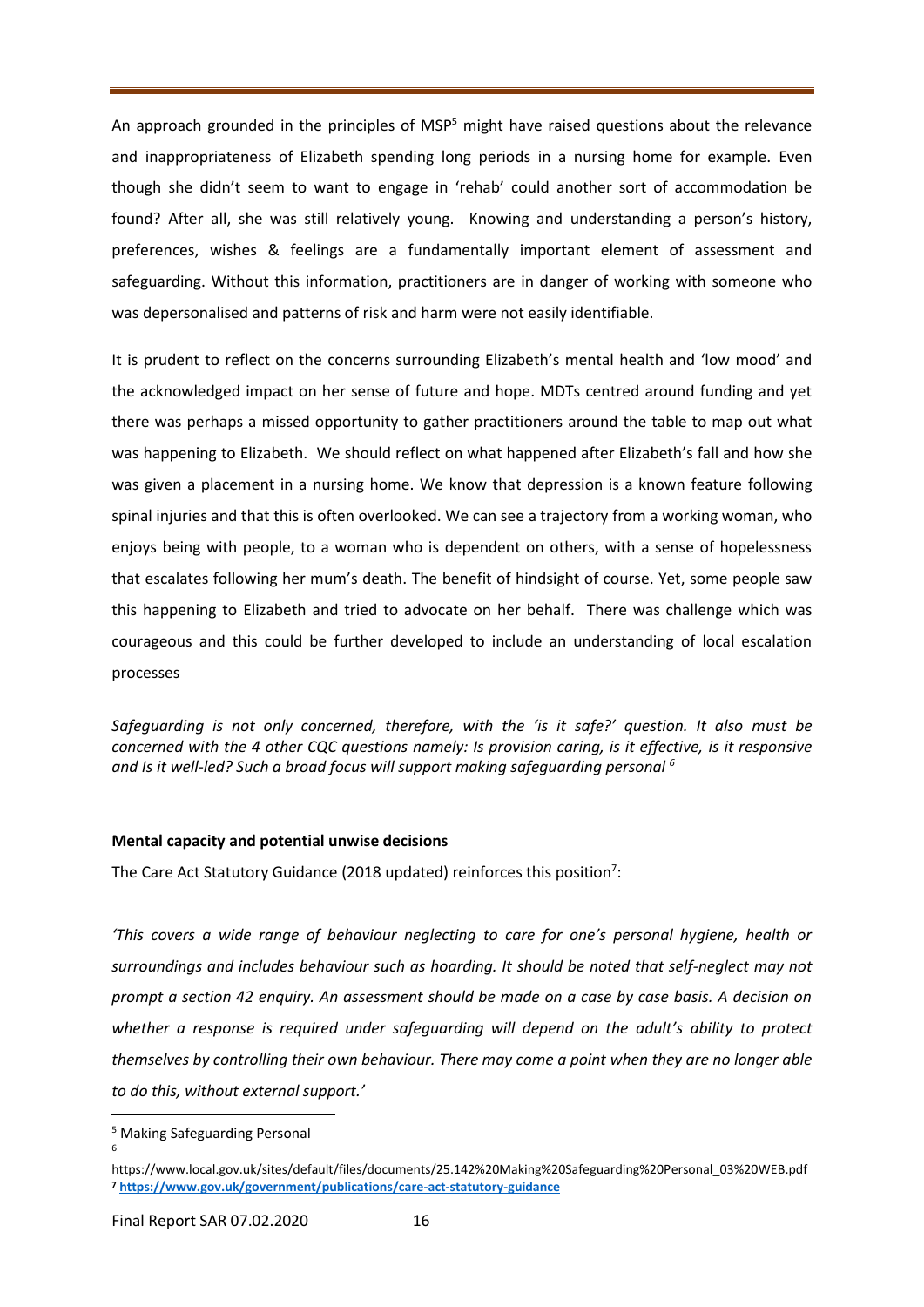An approach grounded in the principles of MSP[5] might have raised questions about the relevance and inappropriateness of Elizabeth spending long periods in a nursing home for example. Even though she didn't seem to want to engage in 'rehab' could another sort of accommodation be found? After all, she was still relatively young. Knowing and understanding a person's history, preferences, wishes & feelings are a fundamentally important element of assessment and safeguarding. Without this information, practitioners are in danger of working with someone who was depersonalised and patterns of risk and harm were not easily identifiable.

It is prudent to reflect on the concerns surrounding Elizabeth's mental health and 'low mood' and the acknowledged impact on her sense of future and hope. MDTs centred around funding and yet there was perhaps a missed opportunity to gather practitioners around the table to map out what was happening to Elizabeth. We should reflect on what happened after Elizabeth's fall and how she was given a placement in a nursing home. We know that depression is a known feature following spinal injuries and that this is often overlooked. We can see a trajectory from a working woman, who enjoys being with people, to a woman who is dependent on others, with a sense of hopelessness that escalates following her mum's death. The benefit of hindsight of course. Yet, some people saw this happening to Elizabeth and tried to advocate on her behalf. There was challenge which was courageous and this could be further developed to include an understanding of local escalation processes

*Safeguarding is not only concerned, therefore, with the 'is it safe?' question. It also must be concerned with the 4 other CQC questions namely: Is provision caring, is it effective, is it responsive and Is it well-led? Such a broad focus will support making safeguarding personal [6]*

**Mental capacity and potential unwise decisions**

The Care Act Statutory Guidance (2018 updated) reinforces this position[7]:

*'This covers a wide range of behaviour neglecting to care for one's personal hygiene, health or surroundings and includes behaviour such as hoarding. It should be noted that self-neglect may not prompt a section 42 enquiry. An assessment should be made on a case by case basis. A decision on whether a response is required under safeguarding will depend on the adult's ability to protect themselves by controlling their own behaviour. There may come a point when they are no longer able to do this, without external support.'*

---

[5] Making Safeguarding Personal

[6] https://www.local.gov.uk/sites/default/files/documents/25.142%20Making%20Safeguarding%20Personal_03%20WEB.pdf

[7] **https://www.gov.uk/government/publications/care-act-statutory-guidance**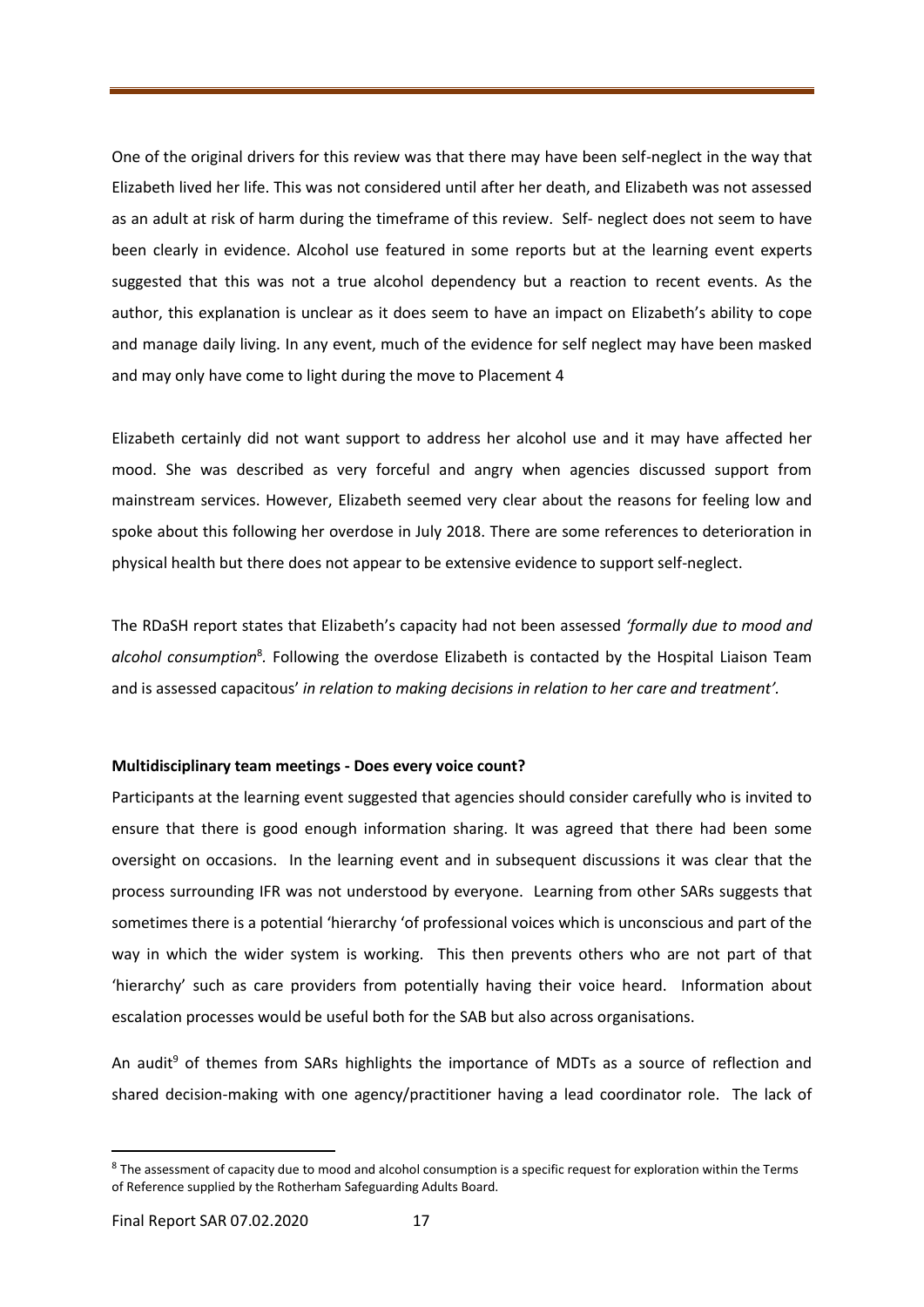One of the original drivers for this review was that there may have been self-neglect in the way that Elizabeth lived her life. This was not considered until after her death, and Elizabeth was not assessed as an adult at risk of harm during the timeframe of this review. Self- neglect does not seem to have been clearly in evidence. Alcohol use featured in some reports but at the learning event experts suggested that this was not a true alcohol dependency but a reaction to recent events. As the author, this explanation is unclear as it does seem to have an impact on Elizabeth's ability to cope and manage daily living. In any event, much of the evidence for self neglect may have been masked and may only have come to light during the move to Placement 4

Elizabeth certainly did not want support to address her alcohol use and it may have affected her mood. She was described as very forceful and angry when agencies discussed support from mainstream services. However, Elizabeth seemed very clear about the reasons for feeling low and spoke about this following her overdose in July 2018. There are some references to deterioration in physical health but there does not appear to be extensive evidence to support self-neglect.

The RDaSH report states that Elizabeth's capacity had not been assessed *'formally due to mood and alcohol consumption*[8]. Following the overdose Elizabeth is contacted by the Hospital Liaison Team and is assessed capacitous' *in relation to making decisions in relation to her care and treatment'.*

**Multidisciplinary team meetings - Does every voice count?**

Participants at the learning event suggested that agencies should consider carefully who is invited to ensure that there is good enough information sharing. It was agreed that there had been some oversight on occasions. In the learning event and in subsequent discussions it was clear that the process surrounding IFR was not understood by everyone. Learning from other SARs suggests that sometimes there is a potential 'hierarchy 'of professional voices which is unconscious and part of the way in which the wider system is working. This then prevents others who are not part of that 'hierarchy' such as care providers from potentially having their voice heard. Information about escalation processes would be useful both for the SAB but also across organisations.

An audit[9] of themes from SARs highlights the importance of MDTs as a source of reflection and shared decision-making with one agency/practitioner having a lead coordinator role. The lack of

[8] The assessment of capacity due to mood and alcohol consumption is a specific request for exploration within the Terms of Reference supplied by the Rotherham Safeguarding Adults Board.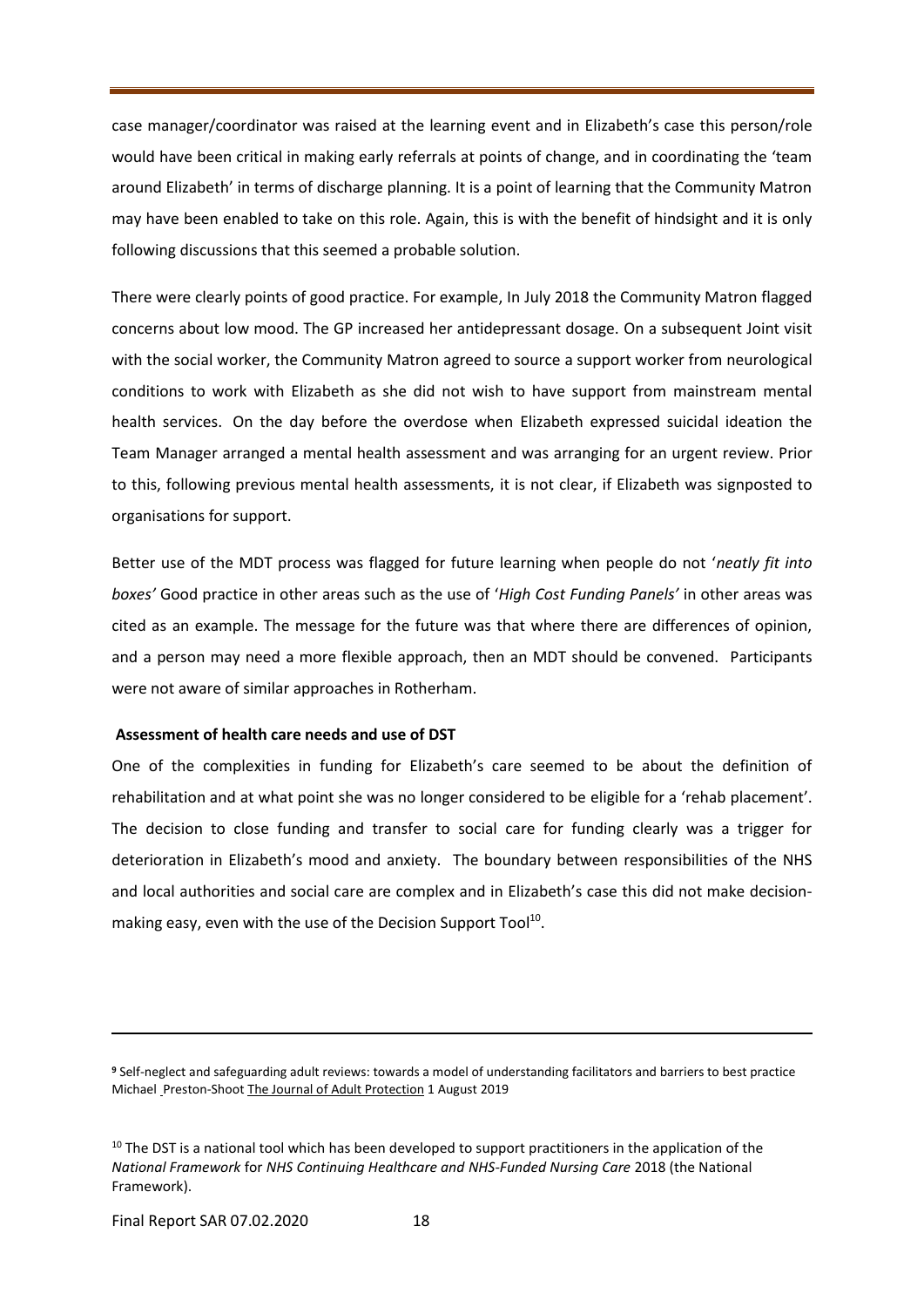case manager/coordinator was raised at the learning event and in Elizabeth's case this person/role would have been critical in making early referrals at points of change, and in coordinating the 'team around Elizabeth' in terms of discharge planning. It is a point of learning that the Community Matron may have been enabled to take on this role. Again, this is with the benefit of hindsight and it is only following discussions that this seemed a probable solution.

There were clearly points of good practice. For example, In July 2018 the Community Matron flagged concerns about low mood. The GP increased her antidepressant dosage. On a subsequent Joint visit with the social worker, the Community Matron agreed to source a support worker from neurological conditions to work with Elizabeth as she did not wish to have support from mainstream mental health services. On the day before the overdose when Elizabeth expressed suicidal ideation the Team Manager arranged a mental health assessment and was arranging for an urgent review. Prior to this, following previous mental health assessments, it is not clear, if Elizabeth was signposted to organisations for support.

Better use of the MDT process was flagged for future learning when people do not '*neatly fit into boxes'* Good practice in other areas such as the use of '*High Cost Funding Panels'* in other areas was cited as an example. The message for the future was that where there are differences of opinion, and a person may need a more flexible approach, then an MDT should be convened. Participants were not aware of similar approaches in Rotherham.

**Assessment of health care needs and use of DST**

One of the complexities in funding for Elizabeth's care seemed to be about the definition of rehabilitation and at what point she was no longer considered to be eligible for a 'rehab placement'. The decision to close funding and transfer to social care for funding clearly was a trigger for deterioration in Elizabeth's mood and anxiety. The boundary between responsibilities of the NHS and local authorities and social care are complex and in Elizabeth's case this did not make decision-making easy, even with the use of the Decision Support Tool[10].

---

[9] Self-neglect and safeguarding adult reviews: towards a model of understanding facilitators and barriers to best practice Michael Preston-Shoot The Journal of Adult Protection 1 August 2019

[10] The DST is a national tool which has been developed to support practitioners in the application of the *National Framework* for *NHS Continuing Healthcare and NHS-Funded Nursing Care* 2018 (the National Framework).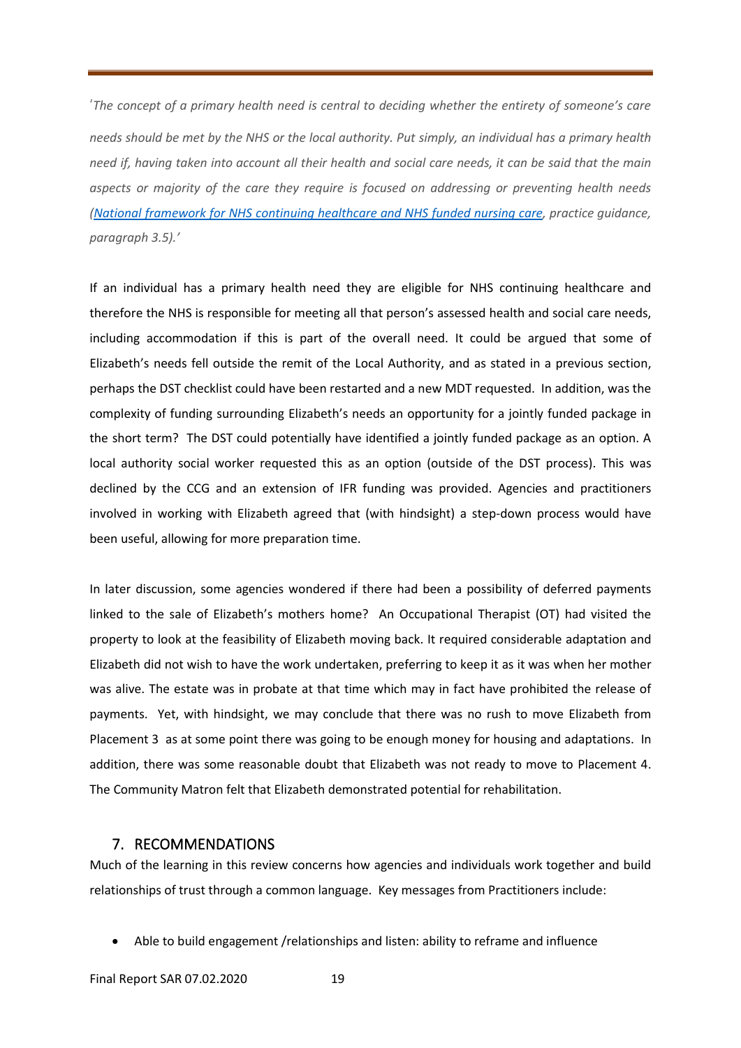*'The concept of a primary health need is central to deciding whether the entirety of someone's care needs should be met by the NHS or the local authority. Put simply, an individual has a primary health need if, having taken into account all their health and social care needs, it can be said that the main aspects or majority of the care they require is focused on addressing or preventing health needs (National framework for NHS continuing healthcare and NHS funded nursing care, practice guidance, paragraph 3.5).'*

If an individual has a primary health need they are eligible for NHS continuing healthcare and therefore the NHS is responsible for meeting all that person's assessed health and social care needs, including accommodation if this is part of the overall need. It could be argued that some of Elizabeth's needs fell outside the remit of the Local Authority, and as stated in a previous section, perhaps the DST checklist could have been restarted and a new MDT requested. In addition, was the complexity of funding surrounding Elizabeth's needs an opportunity for a jointly funded package in the short term? The DST could potentially have identified a jointly funded package as an option. A local authority social worker requested this as an option (outside of the DST process). This was declined by the CCG and an extension of IFR funding was provided. Agencies and practitioners involved in working with Elizabeth agreed that (with hindsight) a step-down process would have been useful, allowing for more preparation time.

In later discussion, some agencies wondered if there had been a possibility of deferred payments linked to the sale of Elizabeth's mothers home? An Occupational Therapist (OT) had visited the property to look at the feasibility of Elizabeth moving back. It required considerable adaptation and Elizabeth did not wish to have the work undertaken, preferring to keep it as it was when her mother was alive. The estate was in probate at that time which may in fact have prohibited the release of payments. Yet, with hindsight, we may conclude that there was no rush to move Elizabeth from Placement 3 as at some point there was going to be enough money for housing and adaptations. In addition, there was some reasonable doubt that Elizabeth was not ready to move to Placement 4. The Community Matron felt that Elizabeth demonstrated potential for rehabilitation.

## 7. RECOMMENDATIONS

Much of the learning in this review concerns how agencies and individuals work together and build relationships of trust through a common language. Key messages from Practitioners include:

- Able to build engagement /relationships and listen: ability to reframe and influence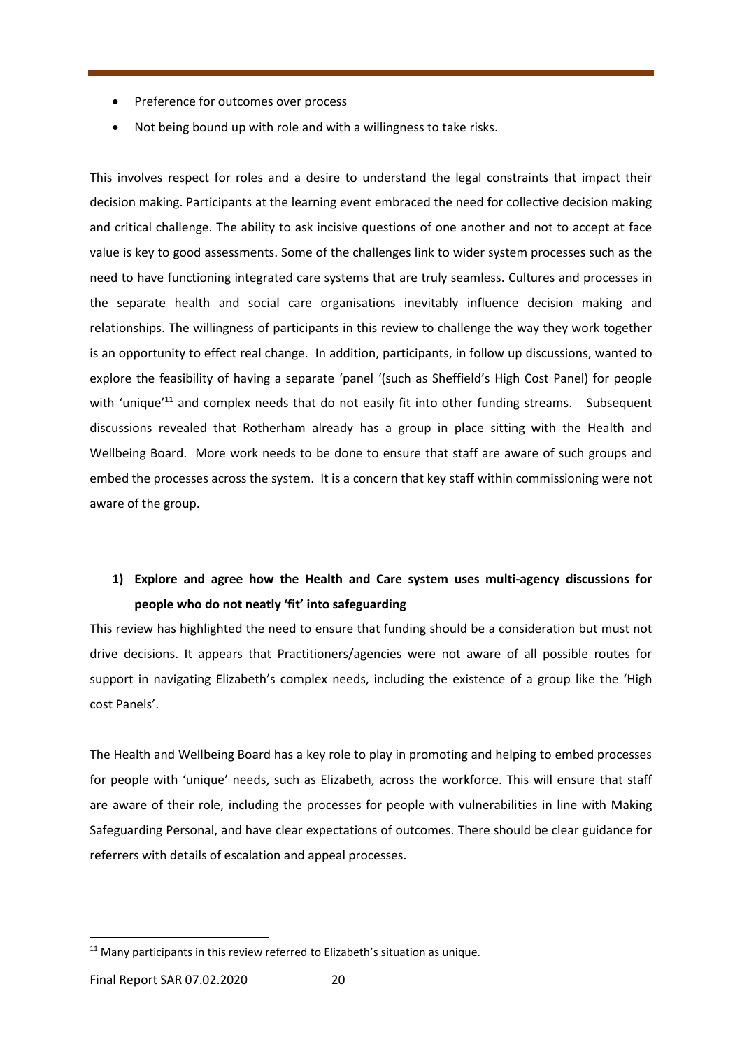- Preference for outcomes over process
- Not being bound up with role and with a willingness to take risks.

This involves respect for roles and a desire to understand the legal constraints that impact their decision making. Participants at the learning event embraced the need for collective decision making and critical challenge. The ability to ask incisive questions of one another and not to accept at face value is key to good assessments. Some of the challenges link to wider system processes such as the need to have functioning integrated care systems that are truly seamless. Cultures and processes in the separate health and social care organisations inevitably influence decision making and relationships. The willingness of participants in this review to challenge the way they work together is an opportunity to effect real change. In addition, participants, in follow up discussions, wanted to explore the feasibility of having a separate 'panel '(such as Sheffield's High Cost Panel) for people with 'unique'[11] and complex needs that do not easily fit into other funding streams. Subsequent discussions revealed that Rotherham already has a group in place sitting with the Health and Wellbeing Board. More work needs to be done to ensure that staff are aware of such groups and embed the processes across the system. It is a concern that key staff within commissioning were not aware of the group.

**1) Explore and agree how the Health and Care system uses multi-agency discussions for people who do not neatly 'fit' into safeguarding**

This review has highlighted the need to ensure that funding should be a consideration but must not drive decisions. It appears that Practitioners/agencies were not aware of all possible routes for support in navigating Elizabeth's complex needs, including the existence of a group like the 'High cost Panels'.

The Health and Wellbeing Board has a key role to play in promoting and helping to embed processes for people with 'unique' needs, such as Elizabeth, across the workforce. This will ensure that staff are aware of their role, including the processes for people with vulnerabilities in line with Making Safeguarding Personal, and have clear expectations of outcomes. There should be clear guidance for referrers with details of escalation and appeal processes.

[11] Many participants in this review referred to Elizabeth's situation as unique.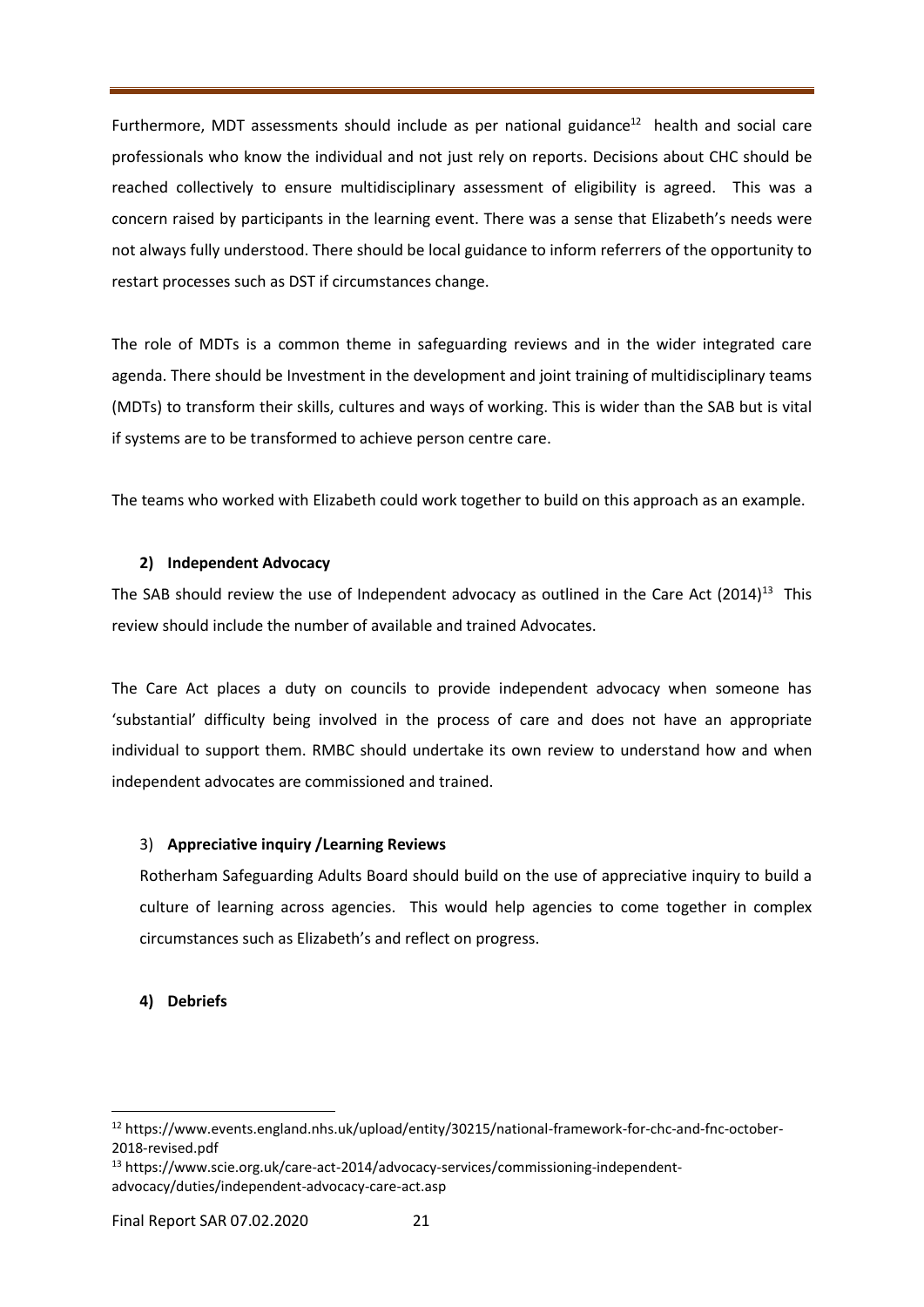Furthermore, MDT assessments should include as per national guidance[12] health and social care professionals who know the individual and not just rely on reports. Decisions about CHC should be reached collectively to ensure multidisciplinary assessment of eligibility is agreed. This was a concern raised by participants in the learning event. There was a sense that Elizabeth's needs were not always fully understood. There should be local guidance to inform referrers of the opportunity to restart processes such as DST if circumstances change.

The role of MDTs is a common theme in safeguarding reviews and in the wider integrated care agenda. There should be Investment in the development and joint training of multidisciplinary teams (MDTs) to transform their skills, cultures and ways of working. This is wider than the SAB but is vital if systems are to be transformed to achieve person centre care.

The teams who worked with Elizabeth could work together to build on this approach as an example.

**2) Independent Advocacy**

The SAB should review the use of Independent advocacy as outlined in the Care Act (2014)[13] This review should include the number of available and trained Advocates.

The Care Act places a duty on councils to provide independent advocacy when someone has 'substantial' difficulty being involved in the process of care and does not have an appropriate individual to support them. RMBC should undertake its own review to understand how and when independent advocates are commissioned and trained.

3) **Appreciative inquiry /Learning Reviews**

Rotherham Safeguarding Adults Board should build on the use of appreciative inquiry to build a culture of learning across agencies. This would help agencies to come together in complex circumstances such as Elizabeth's and reflect on progress.

**4) Debriefs**

---

[12] https://www.events.england.nhs.uk/upload/entity/30215/national-framework-for-chc-and-fnc-october-2018-revised.pdf

[13] https://www.scie.org.uk/care-act-2014/advocacy-services/commissioning-independent-advocacy/duties/independent-advocacy-care-act.asp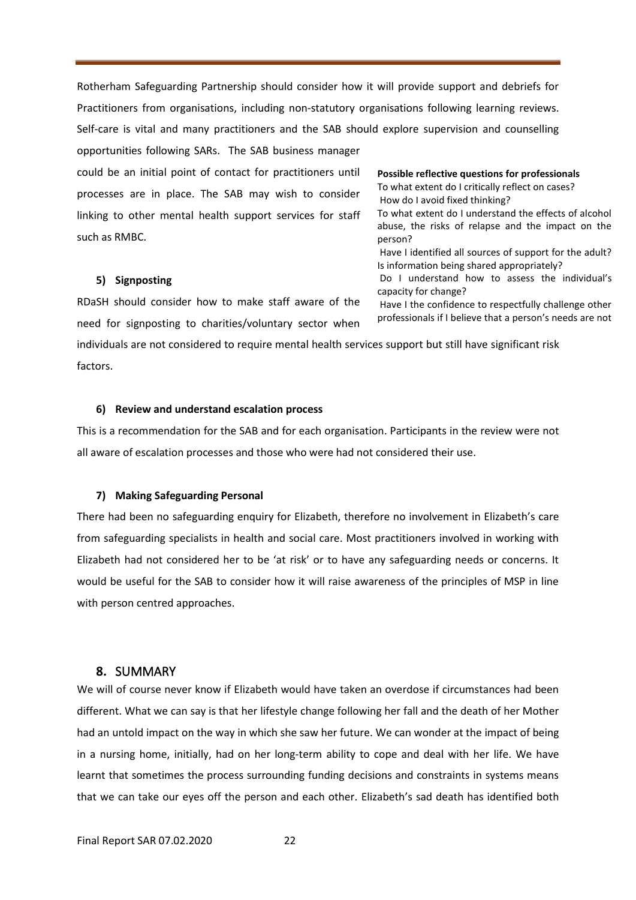Rotherham Safeguarding Partnership should consider how it will provide support and debriefs for Practitioners from organisations, including non-statutory organisations following learning reviews. Self-care is vital and many practitioners and the SAB should explore supervision and counselling opportunities following SARs. The SAB business manager could be an initial point of contact for practitioners until processes are in place. The SAB may wish to consider linking to other mental health support services for staff such as RMBC.

**Possible reflective questions for professionals**

To what extent do I critically reflect on cases?
How do I avoid fixed thinking?
To what extent do I understand the effects of alcohol abuse, the risks of relapse and the impact on the person?
Have I identified all sources of support for the adult?
Is information being shared appropriately?
Do I understand how to assess the individual's capacity for change?
Have I the confidence to respectfully challenge other professionals if I believe that a person's needs are not

#### 5) Signposting

RDaSH should consider how to make staff aware of the need for signposting to charities/voluntary sector when individuals are not considered to require mental health services support but still have significant risk factors.

#### 6) Review and understand escalation process

This is a recommendation for the SAB and for each organisation. Participants in the review were not all aware of escalation processes and those who were had not considered their use.

#### 7) Making Safeguarding Personal

There had been no safeguarding enquiry for Elizabeth, therefore no involvement in Elizabeth's care from safeguarding specialists in health and social care. Most practitioners involved in working with Elizabeth had not considered her to be 'at risk' or to have any safeguarding needs or concerns. It would be useful for the SAB to consider how it will raise awareness of the principles of MSP in line with person centred approaches.

## 8. SUMMARY

We will of course never know if Elizabeth would have taken an overdose if circumstances had been different. What we can say is that her lifestyle change following her fall and the death of her Mother had an untold impact on the way in which she saw her future. We can wonder at the impact of being in a nursing home, initially, had on her long-term ability to cope and deal with her life. We have learnt that sometimes the process surrounding funding decisions and constraints in systems means that we can take our eyes off the person and each other. Elizabeth's sad death has identified both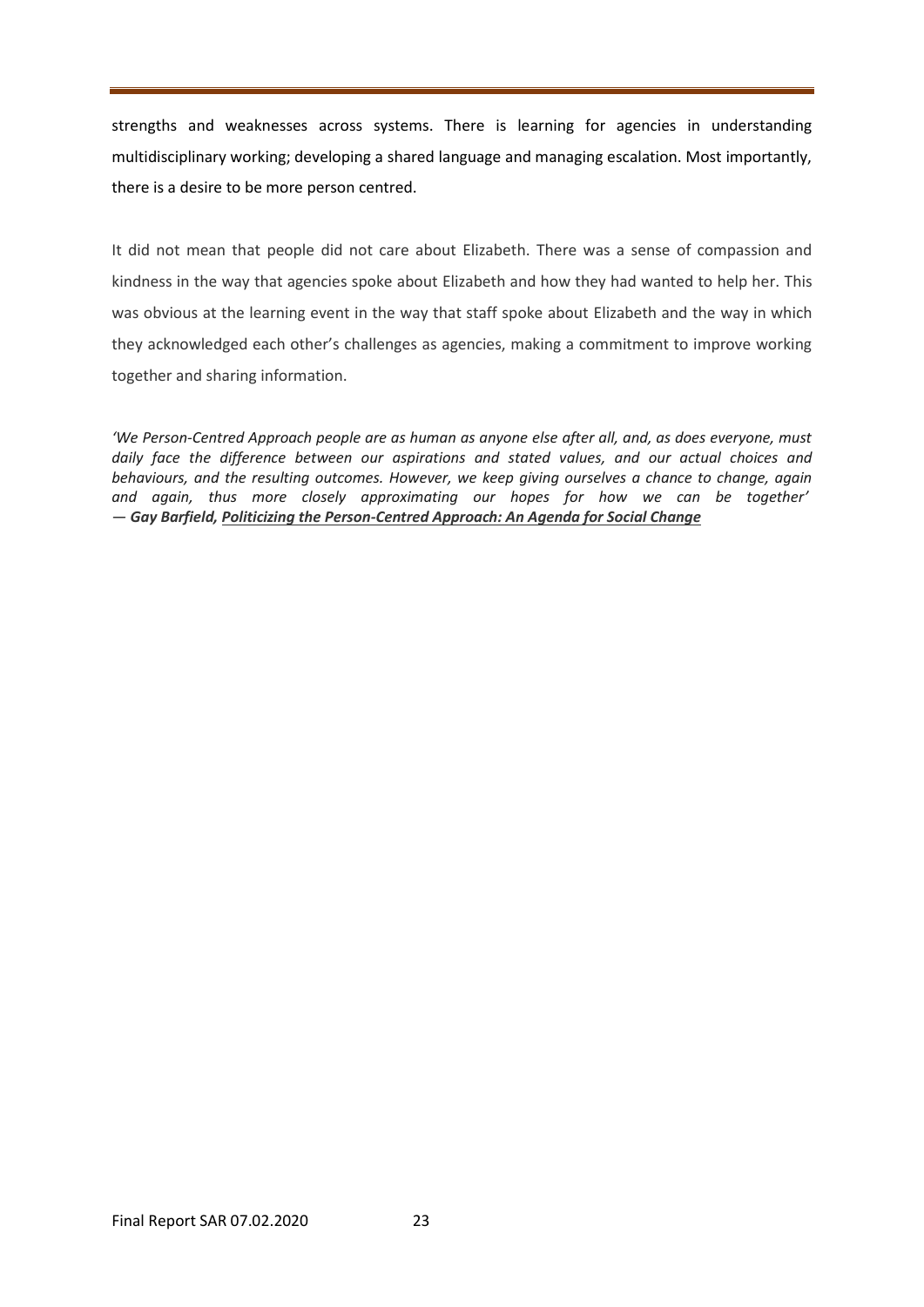strengths and weaknesses across systems. There is learning for agencies in understanding multidisciplinary working; developing a shared language and managing escalation. Most importantly, there is a desire to be more person centred.

It did not mean that people did not care about Elizabeth. There was a sense of compassion and kindness in the way that agencies spoke about Elizabeth and how they had wanted to help her. This was obvious at the learning event in the way that staff spoke about Elizabeth and the way in which they acknowledged each other's challenges as agencies, making a commitment to improve working together and sharing information.

*'We Person-Centred Approach people are as human as anyone else after all, and, as does everyone, must daily face the difference between our aspirations and stated values, and our actual choices and behaviours, and the resulting outcomes. However, we keep giving ourselves a chance to change, again and again, thus more closely approximating our hopes for how we can be together'* ***— Gay Barfield, Politicizing the Person-Centred Approach: An Agenda for Social Change***